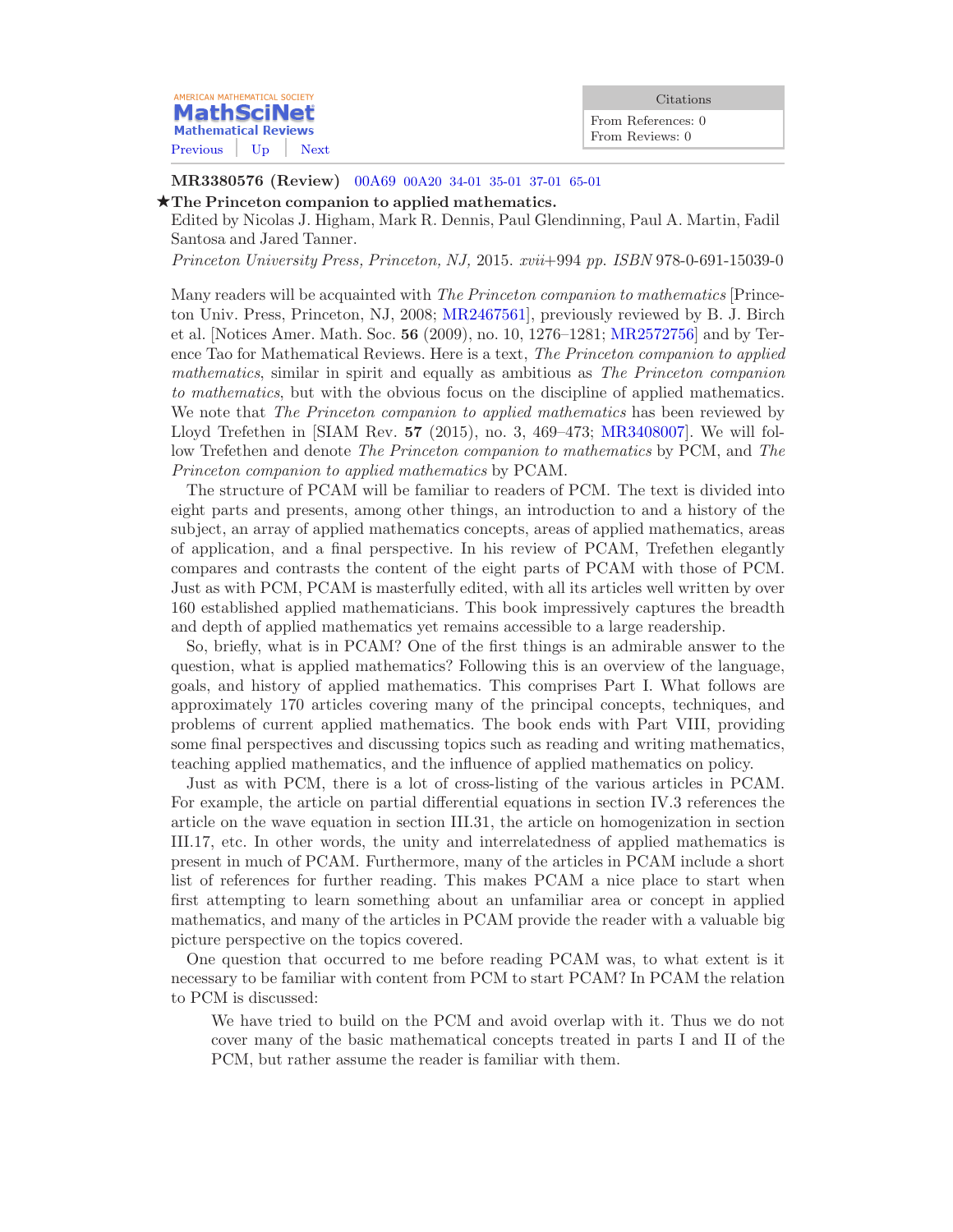AMERICAN MATHEMATICAL SOCIETY
**MathSciNet**
Mathematical Reviews

Previous | Up | Next

| Citations |
| --- |
| From References: 0 |
| From Reviews: 0 |

**MR3380576 (Review)** 00A69 00A20 34-01 35-01 37-01 65-01

★**The Princeton companion to applied mathematics.**

Edited by Nicolas J. Higham, Mark R. Dennis, Paul Glendinning, Paul A. Martin, Fadil Santosa and Jared Tanner.

*Princeton University Press, Princeton, NJ,* 2015. *xvii*+994 *pp. ISBN* 978-0-691-15039-0

Many readers will be acquainted with *The Princeton companion to mathematics* [Princeton Univ. Press, Princeton, NJ, 2008; MR2467561], previously reviewed by B. J. Birch et al. [Notices Amer. Math. Soc. **56** (2009), no. 10, 1276–1281; MR2572756] and by Terence Tao for Mathematical Reviews. Here is a text, *The Princeton companion to applied mathematics*, similar in spirit and equally as ambitious as *The Princeton companion to mathematics*, but with the obvious focus on the discipline of applied mathematics. We note that *The Princeton companion to applied mathematics* has been reviewed by Lloyd Trefethen in [SIAM Rev. **57** (2015), no. 3, 469–473; MR3408007]. We will follow Trefethen and denote *The Princeton companion to mathematics* by PCM, and *The Princeton companion to applied mathematics* by PCAM.

The structure of PCAM will be familiar to readers of PCM. The text is divided into eight parts and presents, among other things, an introduction to and a history of the subject, an array of applied mathematics concepts, areas of applied mathematics, areas of application, and a final perspective. In his review of PCAM, Trefethen elegantly compares and contrasts the content of the eight parts of PCAM with those of PCM. Just as with PCM, PCAM is masterfully edited, with all its articles well written by over 160 established applied mathematicians. This book impressively captures the breadth and depth of applied mathematics yet remains accessible to a large readership.

So, briefly, what is in PCAM? One of the first things is an admirable answer to the question, what is applied mathematics? Following this is an overview of the language, goals, and history of applied mathematics. This comprises Part I. What follows are approximately 170 articles covering many of the principal concepts, techniques, and problems of current applied mathematics. The book ends with Part VIII, providing some final perspectives and discussing topics such as reading and writing mathematics, teaching applied mathematics, and the influence of applied mathematics on policy.

Just as with PCM, there is a lot of cross-listing of the various articles in PCAM. For example, the article on partial differential equations in section IV.3 references the article on the wave equation in section III.31, the article on homogenization in section III.17, etc. In other words, the unity and interrelatedness of applied mathematics is present in much of PCAM. Furthermore, many of the articles in PCAM include a short list of references for further reading. This makes PCAM a nice place to start when first attempting to learn something about an unfamiliar area or concept in applied mathematics, and many of the articles in PCAM provide the reader with a valuable big picture perspective on the topics covered.

One question that occurred to me before reading PCAM was, to what extent is it necessary to be familiar with content from PCM to start PCAM? In PCAM the relation to PCM is discussed:

> We have tried to build on the PCM and avoid overlap with it. Thus we do not cover many of the basic mathematical concepts treated in parts I and II of the PCM, but rather assume the reader is familiar with them.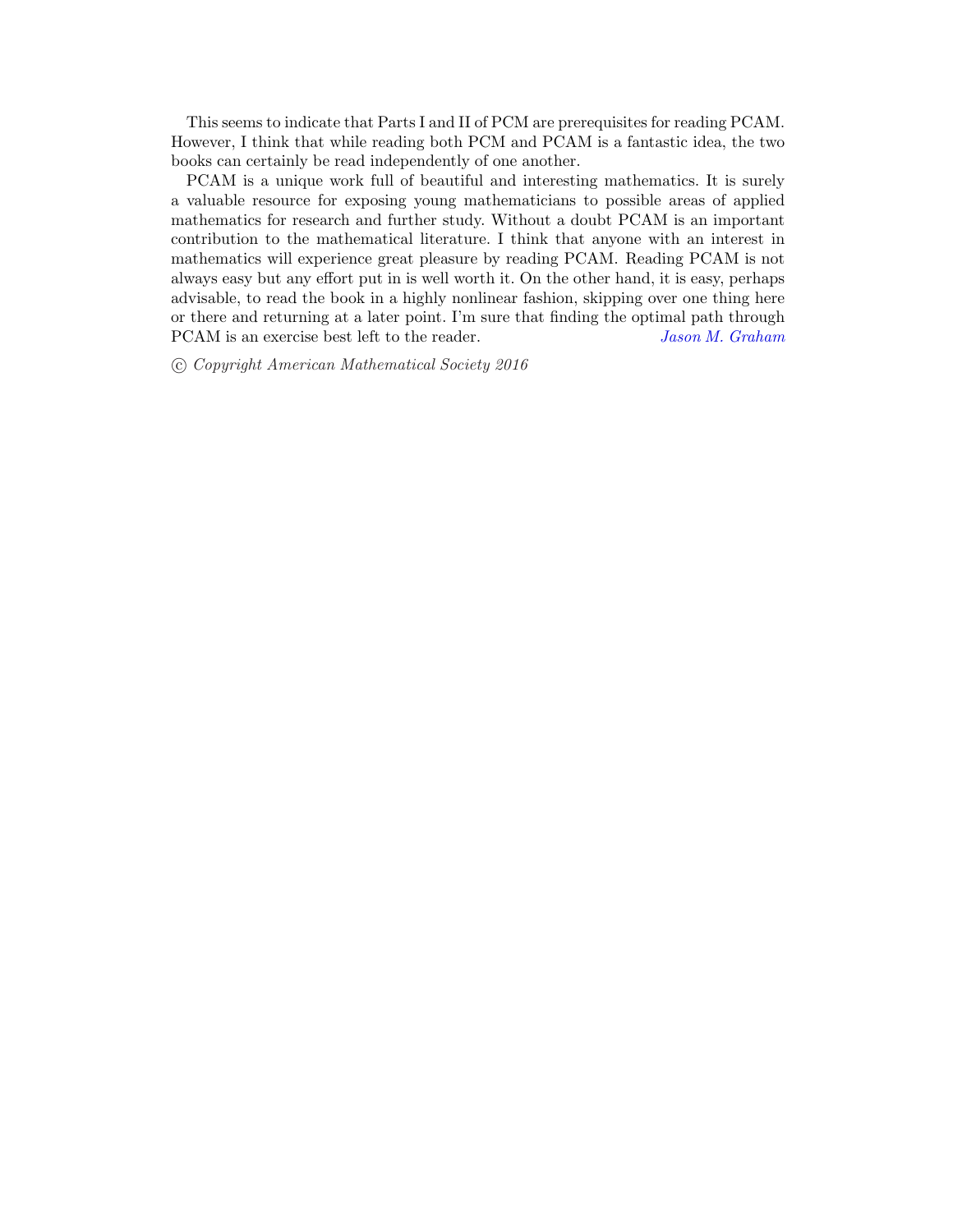This seems to indicate that Parts I and II of PCM are prerequisites for reading PCAM. However, I think that while reading both PCM and PCAM is a fantastic idea, the two books can certainly be read independently of one another.

PCAM is a unique work full of beautiful and interesting mathematics. It is surely a valuable resource for exposing young mathematicians to possible areas of applied mathematics for research and further study. Without a doubt PCAM is an important contribution to the mathematical literature. I think that anyone with an interest in mathematics will experience great pleasure by reading PCAM. Reading PCAM is not always easy but any effort put in is well worth it. On the other hand, it is easy, perhaps advisable, to read the book in a highly nonlinear fashion, skipping over one thing here or there and returning at a later point. I'm sure that finding the optimal path through PCAM is an exercise best left to the reader. *Jason M. Graham*

© *Copyright American Mathematical Society 2016*